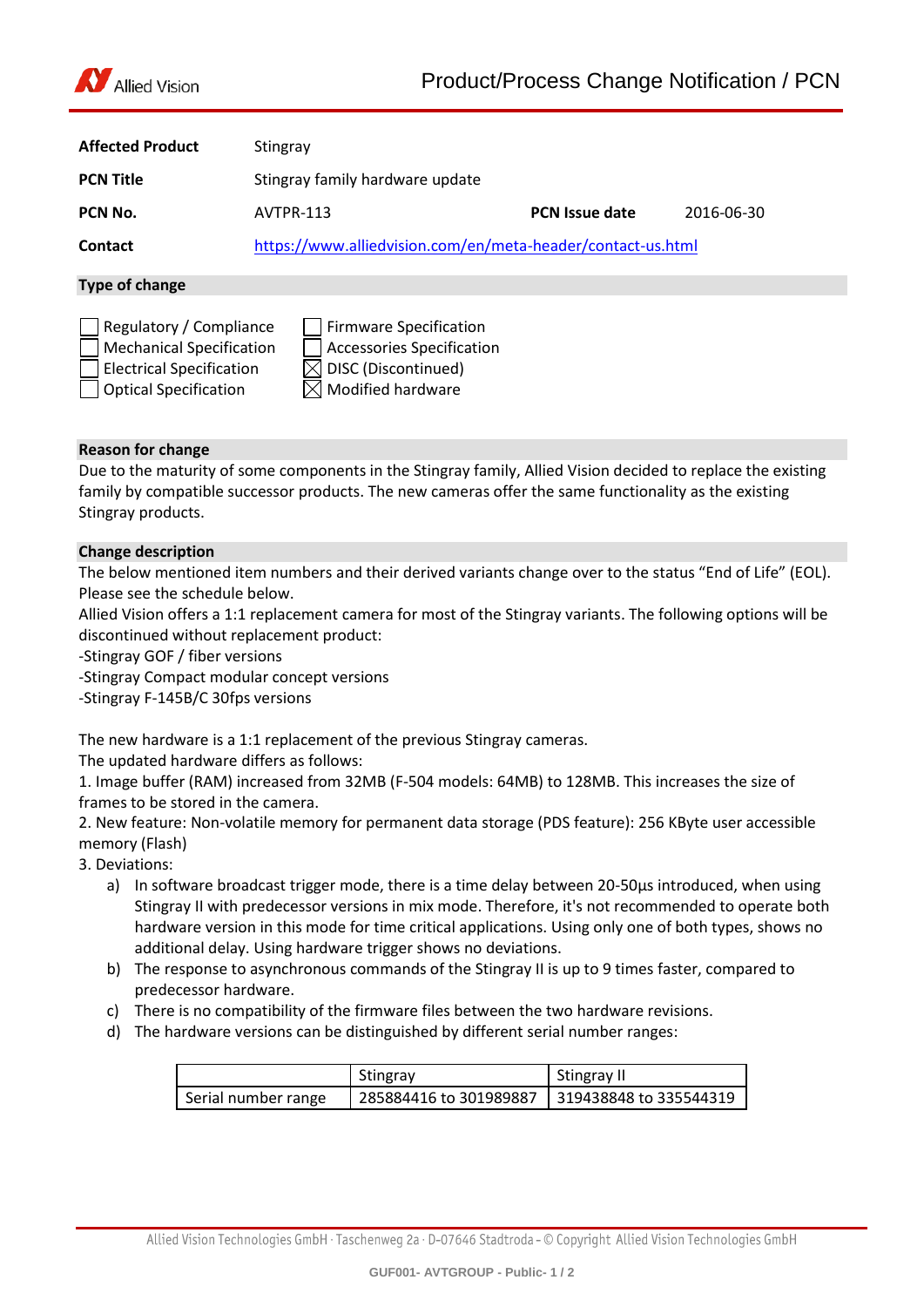# Product/Process Change Notification / PCN

| | | | |
|---|---|---|---|
| **Affected Product** | Stingray | | |
| **PCN Title** | Stingray family hardware update | | |
| **PCN No.** | AVTPR-113 | **PCN Issue date** | 2016-06-30 |
| **Contact** | https://www.alliedvision.com/en/meta-header/contact-us.html | | |

## Type of change

- ☐ Regulatory / Compliance
- ☐ Mechanical Specification
- ☐ Electrical Specification
- ☐ Optical Specification
- ☐ Firmware Specification
- ☐ Accessories Specification
- ☒ DISC (Discontinued)
- ☒ Modified hardware

## Reason for change

Due to the maturity of some components in the Stingray family, Allied Vision decided to replace the existing family by compatible successor products. The new cameras offer the same functionality as the existing Stingray products.

## Change description

The below mentioned item numbers and their derived variants change over to the status "End of Life" (EOL). Please see the schedule below.

Allied Vision offers a 1:1 replacement camera for most of the Stingray variants. The following options will be discontinued without replacement product:

-Stingray GOF / fiber versions

-Stingray Compact modular concept versions

-Stingray F-145B/C 30fps versions

The new hardware is a 1:1 replacement of the previous Stingray cameras.

The updated hardware differs as follows:

1. Image buffer (RAM) increased from 32MB (F-504 models: 64MB) to 128MB. This increases the size of frames to be stored in the camera.
2. New feature: Non-volatile memory for permanent data storage (PDS feature): 256 KByte user accessible memory (Flash)
3. Deviations:
   a) In software broadcast trigger mode, there is a time delay between 20-50µs introduced, when using Stingray II with predecessor versions in mix mode. Therefore, it's not recommended to operate both hardware version in this mode for time critical applications. Using only one of both types, shows no additional delay. Using hardware trigger shows no deviations.
   b) The response to asynchronous commands of the Stingray II is up to 9 times faster, compared to predecessor hardware.
   c) There is no compatibility of the firmware files between the two hardware revisions.
   d) The hardware versions can be distinguished by different serial number ranges:

| | Stingray | Stingray II |
|---|---|---|
| Serial number range | 285884416 to 301989887 | 319438848 to 335544319 |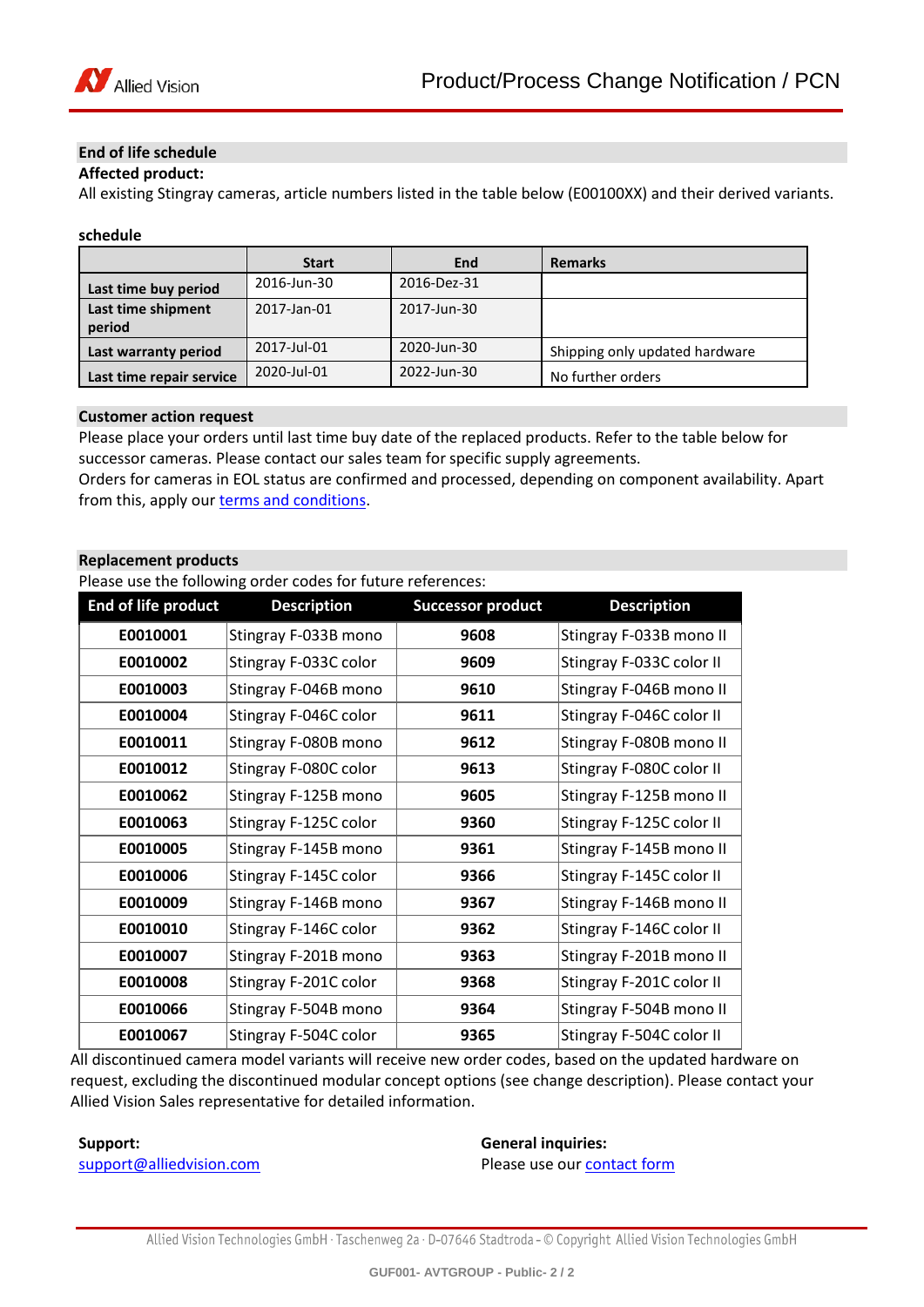## End of life schedule

**Affected product:**

All existing Stingray cameras, article numbers listed in the table below (E00100XX) and their derived variants.

**schedule**

| | Start | End | Remarks |
|---|---|---|---|
| **Last time buy period** | 2016-Jun-30 | 2016-Dez-31 | |
| **Last time shipment period** | 2017-Jan-01 | 2017-Jun-30 | |
| **Last warranty period** | 2017-Jul-01 | 2020-Jun-30 | Shipping only updated hardware |
| **Last time repair service** | 2020-Jul-01 | 2022-Jun-30 | No further orders |

## Customer action request

Please place your orders until last time buy date of the replaced products. Refer to the table below for successor cameras. Please contact our sales team for specific supply agreements.

Orders for cameras in EOL status are confirmed and processed, depending on component availability. Apart from this, apply our terms and conditions.

## Replacement products

Please use the following order codes for future references:

| End of life product | Description | Successor product | Description |
|---|---|---|---|
| **E0010001** | Stingray F-033B mono | **9608** | Stingray F-033B mono II |
| **E0010002** | Stingray F-033C color | **9609** | Stingray F-033C color II |
| **E0010003** | Stingray F-046B mono | **9610** | Stingray F-046B mono II |
| **E0010004** | Stingray F-046C color | **9611** | Stingray F-046C color II |
| **E0010011** | Stingray F-080B mono | **9612** | Stingray F-080B mono II |
| **E0010012** | Stingray F-080C color | **9613** | Stingray F-080C color II |
| **E0010062** | Stingray F-125B mono | **9605** | Stingray F-125B mono II |
| **E0010063** | Stingray F-125C color | **9360** | Stingray F-125C color II |
| **E0010005** | Stingray F-145B mono | **9361** | Stingray F-145B mono II |
| **E0010006** | Stingray F-145C color | **9366** | Stingray F-145C color II |
| **E0010009** | Stingray F-146B mono | **9367** | Stingray F-146B mono II |
| **E0010010** | Stingray F-146C color | **9362** | Stingray F-146C color II |
| **E0010007** | Stingray F-201B mono | **9363** | Stingray F-201B mono II |
| **E0010008** | Stingray F-201C color | **9368** | Stingray F-201C color II |
| **E0010066** | Stingray F-504B mono | **9364** | Stingray F-504B mono II |
| **E0010067** | Stingray F-504C color | **9365** | Stingray F-504C color II |

All discontinued camera model variants will receive new order codes, based on the updated hardware on request, excluding the discontinued modular concept options (see change description). Please contact your Allied Vision Sales representative for detailed information.

**Support:**
support@alliedvision.com

**General inquiries:**
Please use our contact form